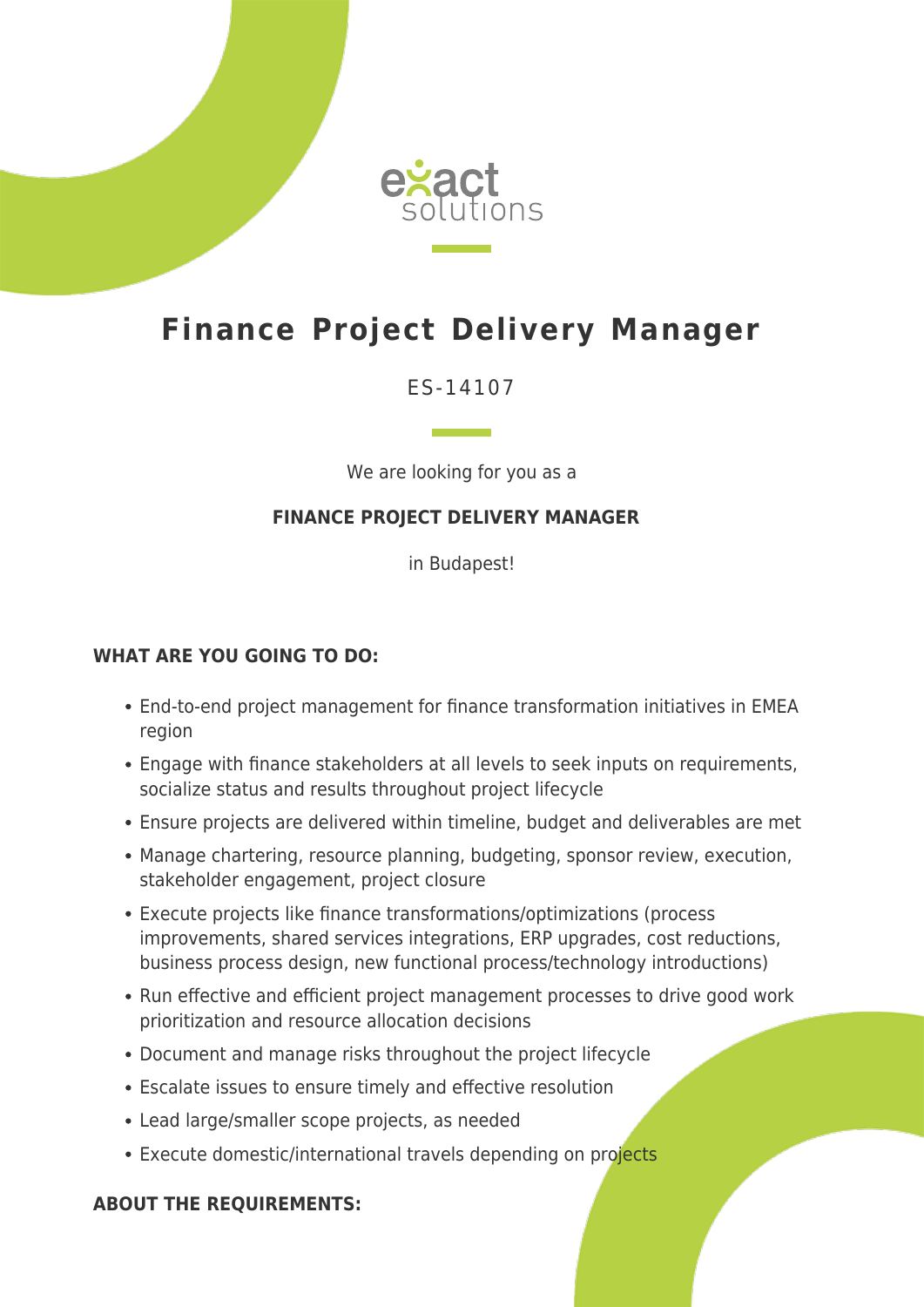exact solutions

# Finance Project Delivery Manager

ES-14107

We are looking for you as a

**FINANCE PROJECT DELIVERY MANAGER**

in Budapest!

**WHAT ARE YOU GOING TO DO:**

- End-to-end project management for finance transformation initiatives in EMEA region
- Engage with finance stakeholders at all levels to seek inputs on requirements, socialize status and results throughout project lifecycle
- Ensure projects are delivered within timeline, budget and deliverables are met
- Manage chartering, resource planning, budgeting, sponsor review, execution, stakeholder engagement, project closure
- Execute projects like finance transformations/optimizations (process improvements, shared services integrations, ERP upgrades, cost reductions, business process design, new functional process/technology introductions)
- Run effective and efficient project management processes to drive good work prioritization and resource allocation decisions
- Document and manage risks throughout the project lifecycle
- Escalate issues to ensure timely and effective resolution
- Lead large/smaller scope projects, as needed
- Execute domestic/international travels depending on projects

**ABOUT THE REQUIREMENTS:**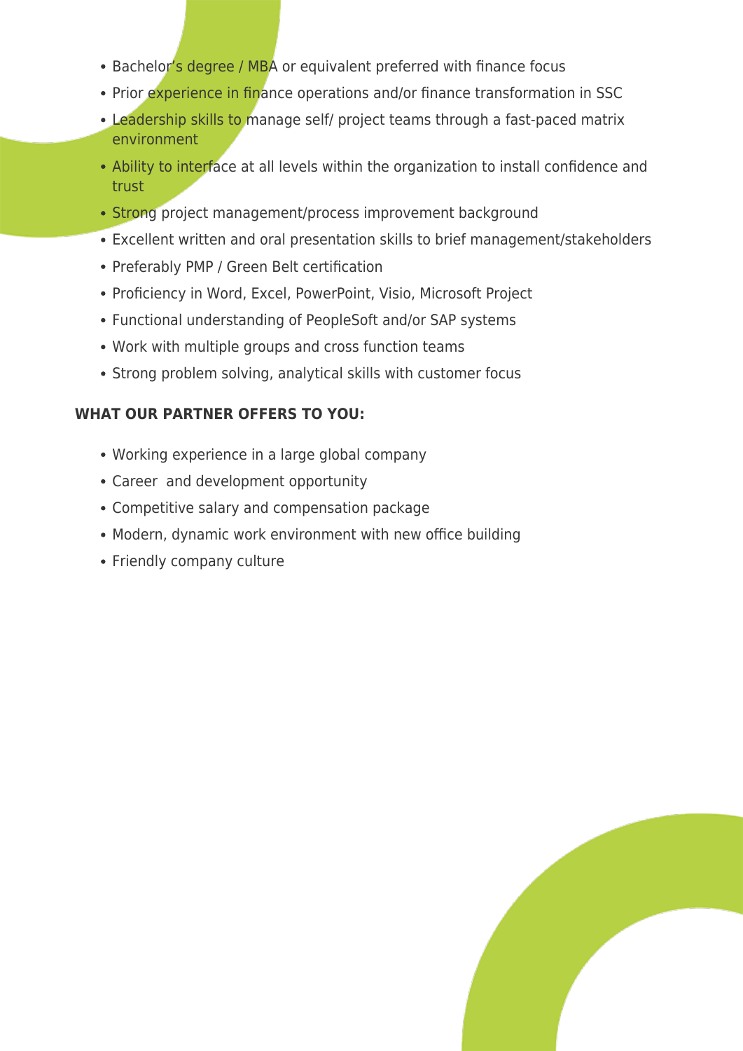- Bachelor's degree / MBA or equivalent preferred with finance focus
- Prior experience in finance operations and/or finance transformation in SSC
- Leadership skills to manage self/ project teams through a fast-paced matrix environment
- Ability to interface at all levels within the organization to install confidence and trust
- Strong project management/process improvement background
- Excellent written and oral presentation skills to brief management/stakeholders
- Preferably PMP / Green Belt certification
- Proficiency in Word, Excel, PowerPoint, Visio, Microsoft Project
- Functional understanding of PeopleSoft and/or SAP systems
- Work with multiple groups and cross function teams
- Strong problem solving, analytical skills with customer focus

**WHAT OUR PARTNER OFFERS TO YOU:**

- Working experience in a large global company
- Career  and development opportunity
- Competitive salary and compensation package
- Modern, dynamic work environment with new office building
- Friendly company culture